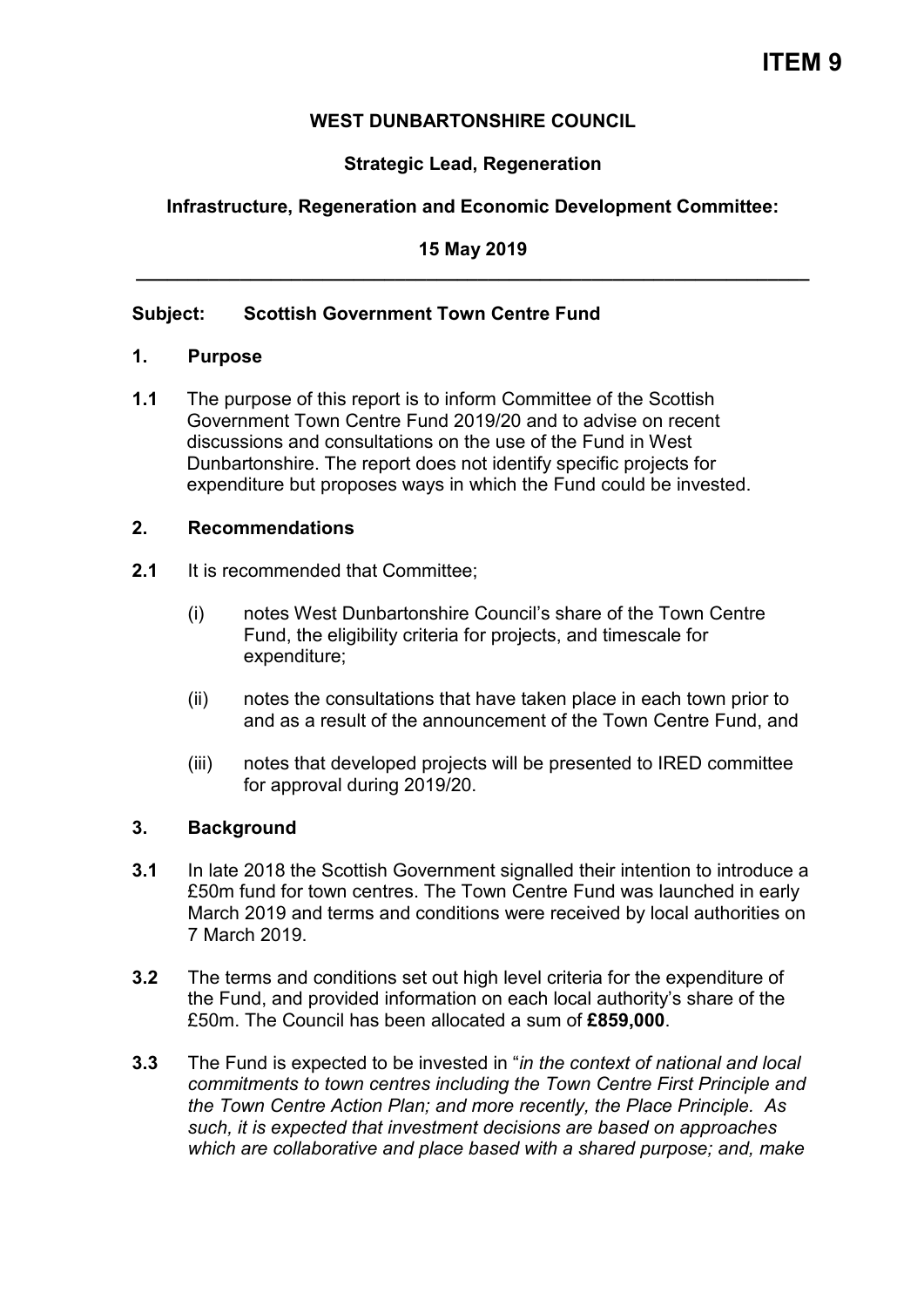**ITEM 9**

**WEST DUNBARTONSHIRE COUNCIL**

**Strategic Lead, Regeneration**

**Infrastructure, Regeneration and Economic Development Committee:**

**15 May 2019**

---

**Subject: Scottish Government Town Centre Fund**

## 1. Purpose

**1.1** The purpose of this report is to inform Committee of the Scottish Government Town Centre Fund 2019/20 and to advise on recent discussions and consultations on the use of the Fund in West Dunbartonshire. The report does not identify specific projects for expenditure but proposes ways in which the Fund could be invested.

## 2. Recommendations

**2.1** It is recommended that Committee;

(i) notes West Dunbartonshire Council's share of the Town Centre Fund, the eligibility criteria for projects, and timescale for expenditure;

(ii) notes the consultations that have taken place in each town prior to and as a result of the announcement of the Town Centre Fund, and

(iii) notes that developed projects will be presented to IRED committee for approval during 2019/20.

## 3. Background

**3.1** In late 2018 the Scottish Government signalled their intention to introduce a £50m fund for town centres. The Town Centre Fund was launched in early March 2019 and terms and conditions were received by local authorities on 7 March 2019.

**3.2** The terms and conditions set out high level criteria for the expenditure of the Fund, and provided information on each local authority's share of the £50m. The Council has been allocated a sum of **£859,000**.

**3.3** The Fund is expected to be invested in "*in the context of national and local commitments to town centres including the Town Centre First Principle and the Town Centre Action Plan; and more recently, the Place Principle. As such, it is expected that investment decisions are based on approaches which are collaborative and place based with a shared purpose; and, make*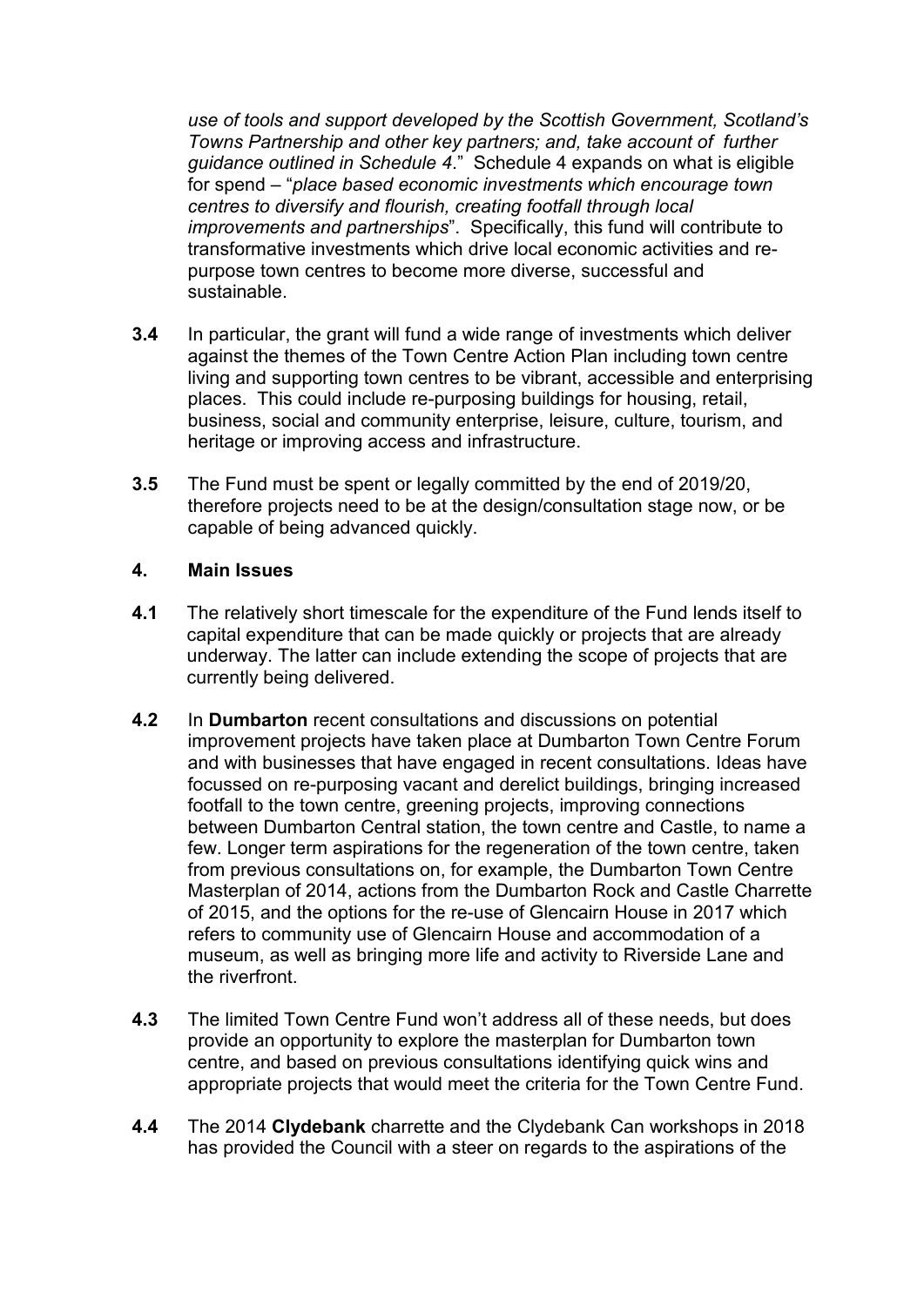*use of tools and support developed by the Scottish Government, Scotland's Towns Partnership and other key partners; and, take account of further guidance outlined in Schedule 4*." Schedule 4 expands on what is eligible for spend – "*place based economic investments which encourage town centres to diversify and flourish, creating footfall through local improvements and partnerships*". Specifically, this fund will contribute to transformative investments which drive local economic activities and re-purpose town centres to become more diverse, successful and sustainable.

**3.4** In particular, the grant will fund a wide range of investments which deliver against the themes of the Town Centre Action Plan including town centre living and supporting town centres to be vibrant, accessible and enterprising places. This could include re-purposing buildings for housing, retail, business, social and community enterprise, leisure, culture, tourism, and heritage or improving access and infrastructure.

**3.5** The Fund must be spent or legally committed by the end of 2019/20, therefore projects need to be at the design/consultation stage now, or be capable of being advanced quickly.

## 4. Main Issues

**4.1** The relatively short timescale for the expenditure of the Fund lends itself to capital expenditure that can be made quickly or projects that are already underway. The latter can include extending the scope of projects that are currently being delivered.

**4.2** In **Dumbarton** recent consultations and discussions on potential improvement projects have taken place at Dumbarton Town Centre Forum and with businesses that have engaged in recent consultations. Ideas have focussed on re-purposing vacant and derelict buildings, bringing increased footfall to the town centre, greening projects, improving connections between Dumbarton Central station, the town centre and Castle, to name a few. Longer term aspirations for the regeneration of the town centre, taken from previous consultations on, for example, the Dumbarton Town Centre Masterplan of 2014, actions from the Dumbarton Rock and Castle Charrette of 2015, and the options for the re-use of Glencairn House in 2017 which refers to community use of Glencairn House and accommodation of a museum, as well as bringing more life and activity to Riverside Lane and the riverfront.

**4.3** The limited Town Centre Fund won't address all of these needs, but does provide an opportunity to explore the masterplan for Dumbarton town centre, and based on previous consultations identifying quick wins and appropriate projects that would meet the criteria for the Town Centre Fund.

**4.4** The 2014 **Clydebank** charrette and the Clydebank Can workshops in 2018 has provided the Council with a steer on regards to the aspirations of the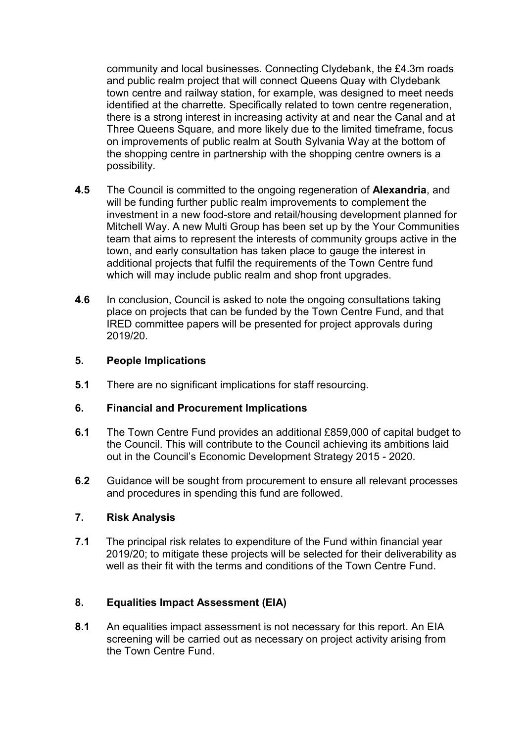community and local businesses. Connecting Clydebank, the £4.3m roads and public realm project that will connect Queens Quay with Clydebank town centre and railway station, for example, was designed to meet needs identified at the charrette. Specifically related to town centre regeneration, there is a strong interest in increasing activity at and near the Canal and at Three Queens Square, and more likely due to the limited timeframe, focus on improvements of public realm at South Sylvania Way at the bottom of the shopping centre in partnership with the shopping centre owners is a possibility.

**4.5** The Council is committed to the ongoing regeneration of **Alexandria**, and will be funding further public realm improvements to complement the investment in a new food-store and retail/housing development planned for Mitchell Way. A new Multi Group has been set up by the Your Communities team that aims to represent the interests of community groups active in the town, and early consultation has taken place to gauge the interest in additional projects that fulfil the requirements of the Town Centre fund which will may include public realm and shop front upgrades.

**4.6** In conclusion, Council is asked to note the ongoing consultations taking place on projects that can be funded by the Town Centre Fund, and that IRED committee papers will be presented for project approvals during 2019/20.

## 5. People Implications

**5.1** There are no significant implications for staff resourcing.

## 6. Financial and Procurement Implications

**6.1** The Town Centre Fund provides an additional £859,000 of capital budget to the Council. This will contribute to the Council achieving its ambitions laid out in the Council's Economic Development Strategy 2015 - 2020.

**6.2** Guidance will be sought from procurement to ensure all relevant processes and procedures in spending this fund are followed.

## 7. Risk Analysis

**7.1** The principal risk relates to expenditure of the Fund within financial year 2019/20; to mitigate these projects will be selected for their deliverability as well as their fit with the terms and conditions of the Town Centre Fund.

## 8. Equalities Impact Assessment (EIA)

**8.1** An equalities impact assessment is not necessary for this report. An EIA screening will be carried out as necessary on project activity arising from the Town Centre Fund.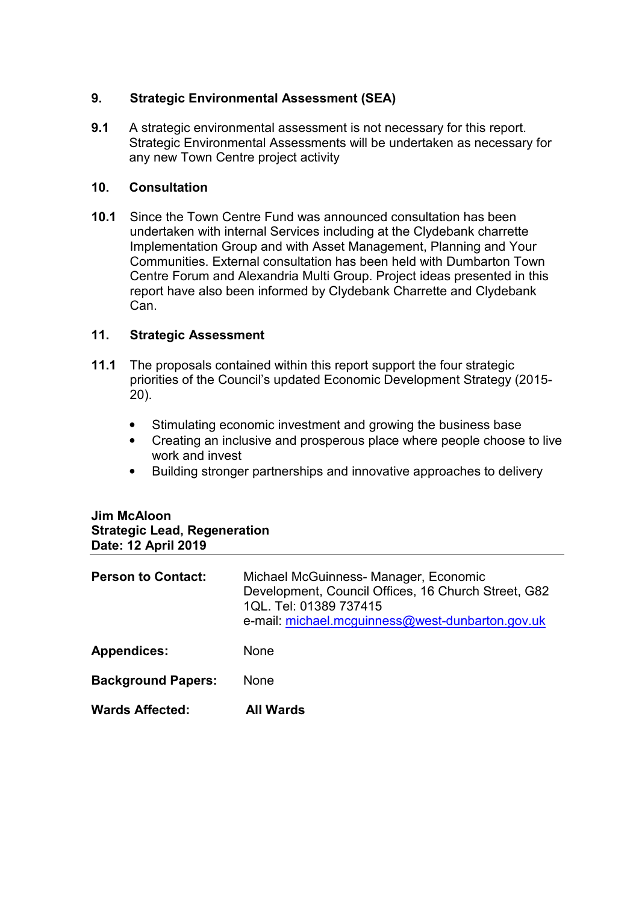## 9. Strategic Environmental Assessment (SEA)

**9.1** A strategic environmental assessment is not necessary for this report. Strategic Environmental Assessments will be undertaken as necessary for any new Town Centre project activity

## 10. Consultation

**10.1** Since the Town Centre Fund was announced consultation has been undertaken with internal Services including at the Clydebank charrette Implementation Group and with Asset Management, Planning and Your Communities. External consultation has been held with Dumbarton Town Centre Forum and Alexandria Multi Group. Project ideas presented in this report have also been informed by Clydebank Charrette and Clydebank Can.

## 11. Strategic Assessment

**11.1** The proposals contained within this report support the four strategic priorities of the Council's updated Economic Development Strategy (2015-20).

- Stimulating economic investment and growing the business base
- Creating an inclusive and prosperous place where people choose to live work and invest
- Building stronger partnerships and innovative approaches to delivery

**Jim McAloon**
**Strategic Lead, Regeneration**
**Date: 12 April 2019**

---

| | |
|---|---|
| **Person to Contact:** | Michael McGuinness- Manager, Economic Development, Council Offices, 16 Church Street, G82 1QL. Tel: 01389 737415 e-mail: michael.mcguinness@west-dunbarton.gov.uk |
| **Appendices:** | None |
| **Background Papers:** | None |
| **Wards Affected:** | **All Wards** |